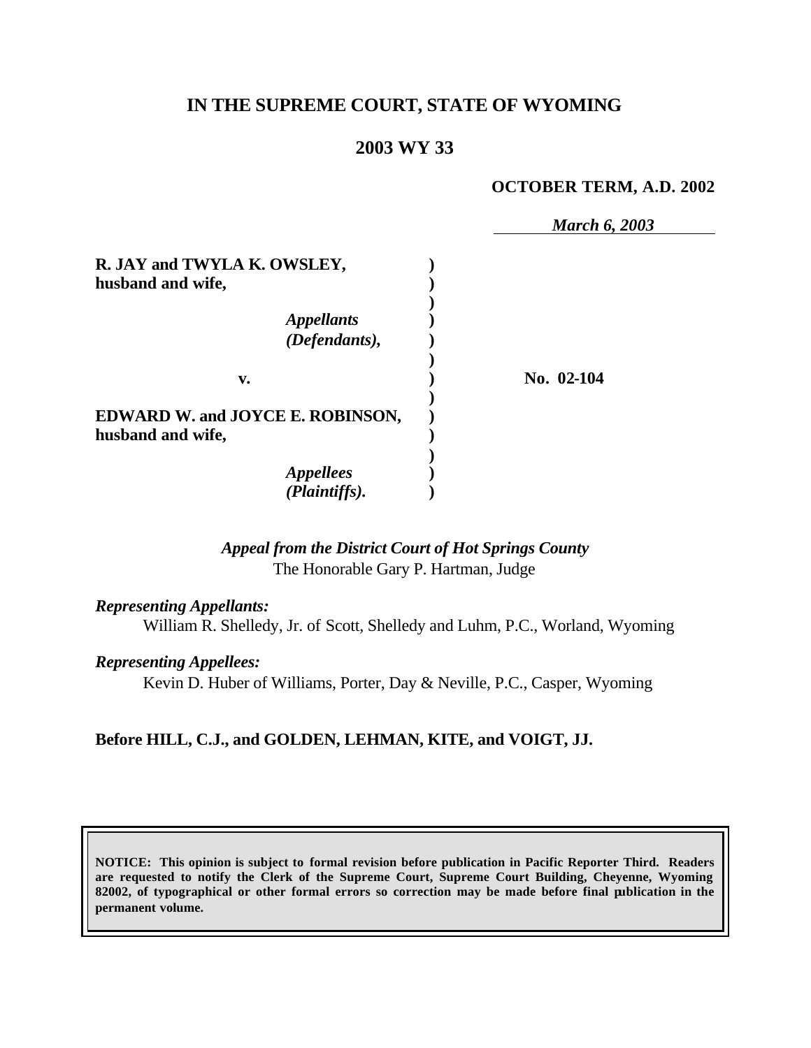# IN THE SUPREME COURT, STATE OF WYOMING

## 2003 WY 33

**OCTOBER TERM, A.D. 2002**

*March 6, 2003*

**R. JAY and TWYLA K. OWSLEY, husband and wife,**

*Appellants (Defendants),*

**v.**

**EDWARD W. and JOYCE E. ROBINSON, husband and wife,**

*Appellees (Plaintiffs).*

**No. 02-104**

*Appeal from the District Court of Hot Springs County*
The Honorable Gary P. Hartman, Judge

*Representing Appellants:*
William R. Shelledy, Jr. of Scott, Shelledy and Luhm, P.C., Worland, Wyoming

*Representing Appellees:*
Kevin D. Huber of Williams, Porter, Day & Neville, P.C., Casper, Wyoming

**Before HILL, C.J., and GOLDEN, LEHMAN, KITE, and VOIGT, JJ.**

**NOTICE: This opinion is subject to formal revision before publication in Pacific Reporter Third. Readers are requested to notify the Clerk of the Supreme Court, Supreme Court Building, Cheyenne, Wyoming 82002, of typographical or other formal errors so correction may be made before final publication in the permanent volume.**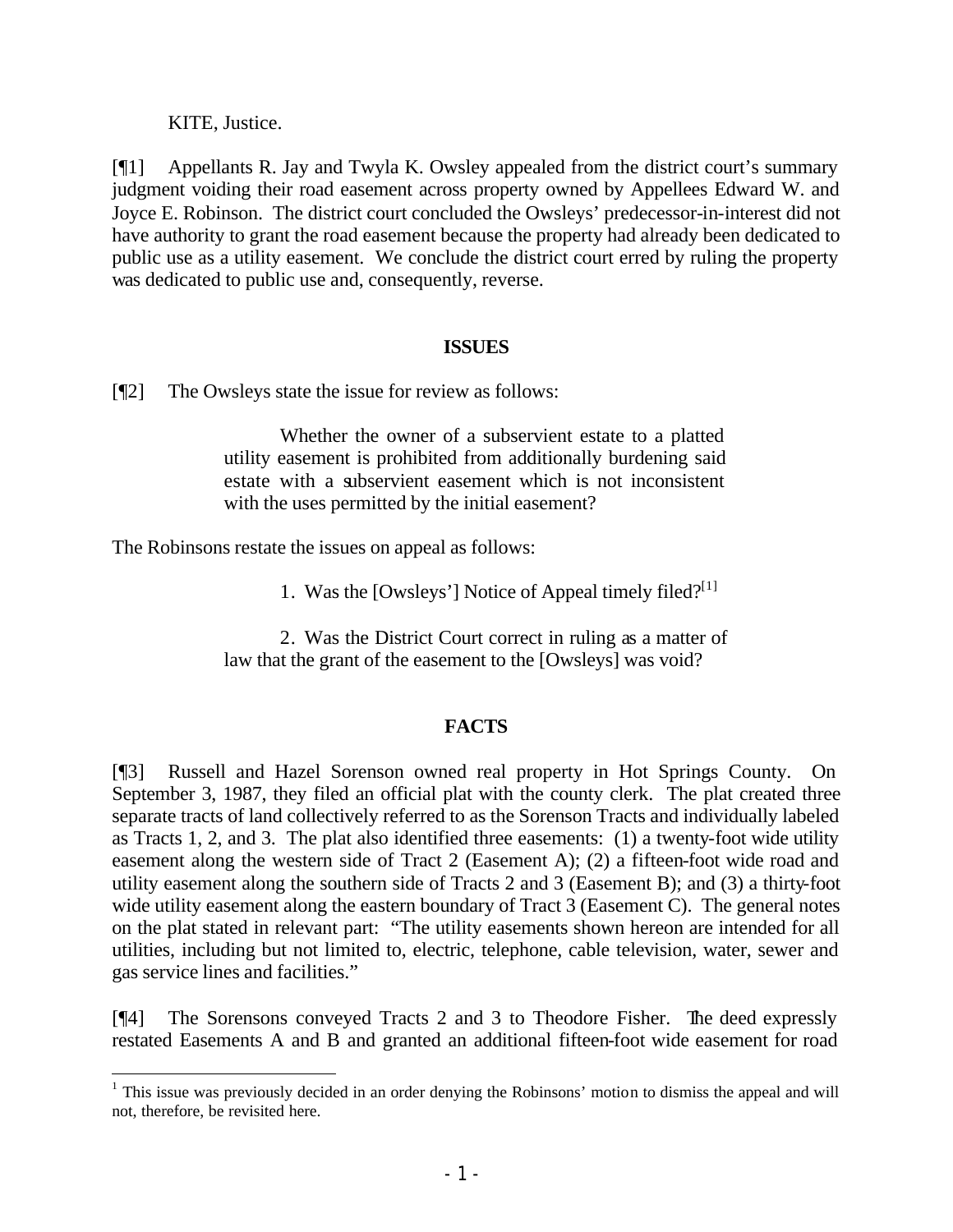KITE, Justice.

[¶1] Appellants R. Jay and Twyla K. Owsley appealed from the district court's summary judgment voiding their road easement across property owned by Appellees Edward W. and Joyce E. Robinson. The district court concluded the Owsleys' predecessor-in-interest did not have authority to grant the road easement because the property had already been dedicated to public use as a utility easement. We conclude the district court erred by ruling the property was dedicated to public use and, consequently, reverse.

## ISSUES

[¶2] The Owsleys state the issue for review as follows:

> Whether the owner of a subservient estate to a platted utility easement is prohibited from additionally burdening said estate with a subservient easement which is not inconsistent with the uses permitted by the initial easement?

The Robinsons restate the issues on appeal as follows:

> 1. Was the [Owsleys'] Notice of Appeal timely filed?[1]
>
> 2. Was the District Court correct in ruling as a matter of law that the grant of the easement to the [Owsleys] was void?

## FACTS

[¶3] Russell and Hazel Sorenson owned real property in Hot Springs County. On September 3, 1987, they filed an official plat with the county clerk. The plat created three separate tracts of land collectively referred to as the Sorenson Tracts and individually labeled as Tracts 1, 2, and 3. The plat also identified three easements: (1) a twenty-foot wide utility easement along the western side of Tract 2 (Easement A); (2) a fifteen-foot wide road and utility easement along the southern side of Tracts 2 and 3 (Easement B); and (3) a thirty-foot wide utility easement along the eastern boundary of Tract 3 (Easement C). The general notes on the plat stated in relevant part: "The utility easements shown hereon are intended for all utilities, including but not limited to, electric, telephone, cable television, water, sewer and gas service lines and facilities."

[¶4] The Sorensons conveyed Tracts 2 and 3 to Theodore Fisher. The deed expressly restated Easements A and B and granted an additional fifteen-foot wide easement for road

---

[1] This issue was previously decided in an order denying the Robinsons' motion to dismiss the appeal and will not, therefore, be revisited here.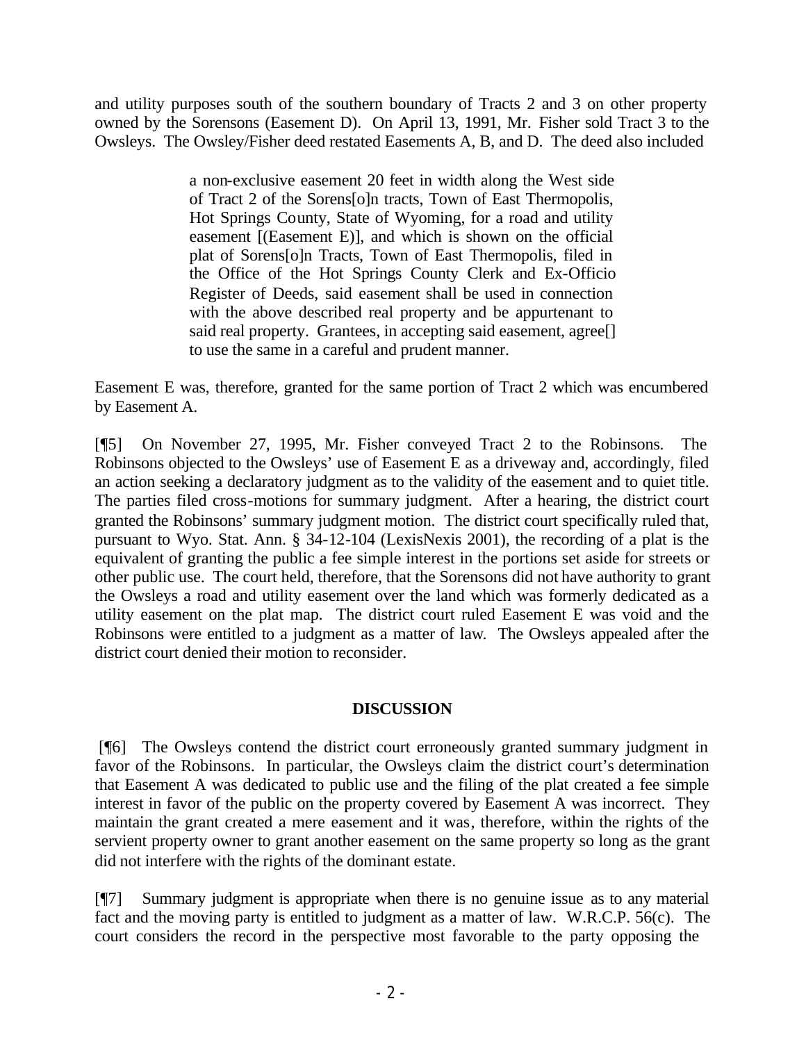and utility purposes south of the southern boundary of Tracts 2 and 3 on other property owned by the Sorensons (Easement D). On April 13, 1991, Mr. Fisher sold Tract 3 to the Owsleys. The Owsley/Fisher deed restated Easements A, B, and D. The deed also included

> a non-exclusive easement 20 feet in width along the West side of Tract 2 of the Sorens[o]n tracts, Town of East Thermopolis, Hot Springs County, State of Wyoming, for a road and utility easement [(Easement E)], and which is shown on the official plat of Sorens[o]n Tracts, Town of East Thermopolis, filed in the Office of the Hot Springs County Clerk and Ex-Officio Register of Deeds, said easement shall be used in connection with the above described real property and be appurtenant to said real property. Grantees, in accepting said easement, agree[] to use the same in a careful and prudent manner.

Easement E was, therefore, granted for the same portion of Tract 2 which was encumbered by Easement A.

[¶5] On November 27, 1995, Mr. Fisher conveyed Tract 2 to the Robinsons. The Robinsons objected to the Owsleys' use of Easement E as a driveway and, accordingly, filed an action seeking a declaratory judgment as to the validity of the easement and to quiet title. The parties filed cross-motions for summary judgment. After a hearing, the district court granted the Robinsons' summary judgment motion. The district court specifically ruled that, pursuant to Wyo. Stat. Ann. § 34-12-104 (LexisNexis 2001), the recording of a plat is the equivalent of granting the public a fee simple interest in the portions set aside for streets or other public use. The court held, therefore, that the Sorensons did not have authority to grant the Owsleys a road and utility easement over the land which was formerly dedicated as a utility easement on the plat map. The district court ruled Easement E was void and the Robinsons were entitled to a judgment as a matter of law. The Owsleys appealed after the district court denied their motion to reconsider.

## DISCUSSION

[¶6] The Owsleys contend the district court erroneously granted summary judgment in favor of the Robinsons. In particular, the Owsleys claim the district court's determination that Easement A was dedicated to public use and the filing of the plat created a fee simple interest in favor of the public on the property covered by Easement A was incorrect. They maintain the grant created a mere easement and it was, therefore, within the rights of the servient property owner to grant another easement on the same property so long as the grant did not interfere with the rights of the dominant estate.

[¶7] Summary judgment is appropriate when there is no genuine issue as to any material fact and the moving party is entitled to judgment as a matter of law. W.R.C.P. 56(c). The court considers the record in the perspective most favorable to the party opposing the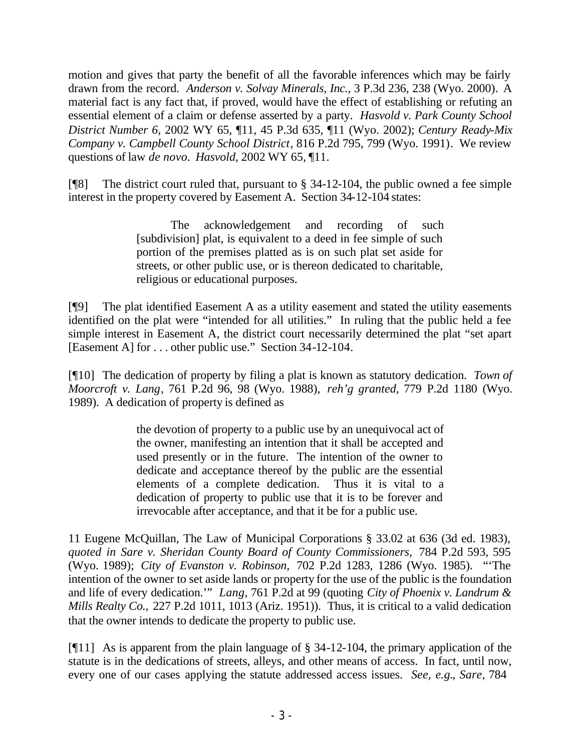motion and gives that party the benefit of all the favorable inferences which may be fairly drawn from the record. *Anderson v. Solvay Minerals, Inc.*, 3 P.3d 236, 238 (Wyo. 2000). A material fact is any fact that, if proved, would have the effect of establishing or refuting an essential element of a claim or defense asserted by a party. *Hasvold v. Park County School District Number 6*, 2002 WY 65, ¶11, 45 P.3d 635, ¶11 (Wyo. 2002); *Century Ready-Mix Company v. Campbell County School District*, 816 P.2d 795, 799 (Wyo. 1991). We review questions of law *de novo*. *Hasvold*, 2002 WY 65, ¶11.

[¶8] The district court ruled that, pursuant to § 34-12-104, the public owned a fee simple interest in the property covered by Easement A. Section 34-12-104 states:

> The acknowledgement and recording of such [subdivision] plat, is equivalent to a deed in fee simple of such portion of the premises platted as is on such plat set aside for streets, or other public use, or is thereon dedicated to charitable, religious or educational purposes.

[¶9] The plat identified Easement A as a utility easement and stated the utility easements identified on the plat were "intended for all utilities." In ruling that the public held a fee simple interest in Easement A, the district court necessarily determined the plat "set apart [Easement A] for . . . other public use." Section 34-12-104.

[¶10] The dedication of property by filing a plat is known as statutory dedication. *Town of Moorcroft v. Lang*, 761 P.2d 96, 98 (Wyo. 1988), *reh'g granted,* 779 P.2d 1180 (Wyo. 1989). A dedication of property is defined as

> the devotion of property to a public use by an unequivocal act of the owner, manifesting an intention that it shall be accepted and used presently or in the future. The intention of the owner to dedicate and acceptance thereof by the public are the essential elements of a complete dedication. Thus it is vital to a dedication of property to public use that it is to be forever and irrevocable after acceptance, and that it be for a public use.

11 Eugene McQuillan, The Law of Municipal Corporations § 33.02 at 636 (3d ed. 1983), *quoted in Sare v. Sheridan County Board of County Commissioners,* 784 P.2d 593, 595 (Wyo. 1989); *City of Evanston v. Robinson,* 702 P.2d 1283, 1286 (Wyo. 1985). "'The intention of the owner to set aside lands or property for the use of the public is the foundation and life of every dedication.'" *Lang*, 761 P.2d at 99 (quoting *City of Phoenix v. Landrum & Mills Realty Co.,* 227 P.2d 1011, 1013 (Ariz. 1951)). Thus, it is critical to a valid dedication that the owner intends to dedicate the property to public use.

[¶11] As is apparent from the plain language of § 34-12-104, the primary application of the statute is in the dedications of streets, alleys, and other means of access. In fact, until now, every one of our cases applying the statute addressed access issues. *See, e.g., Sare,* 784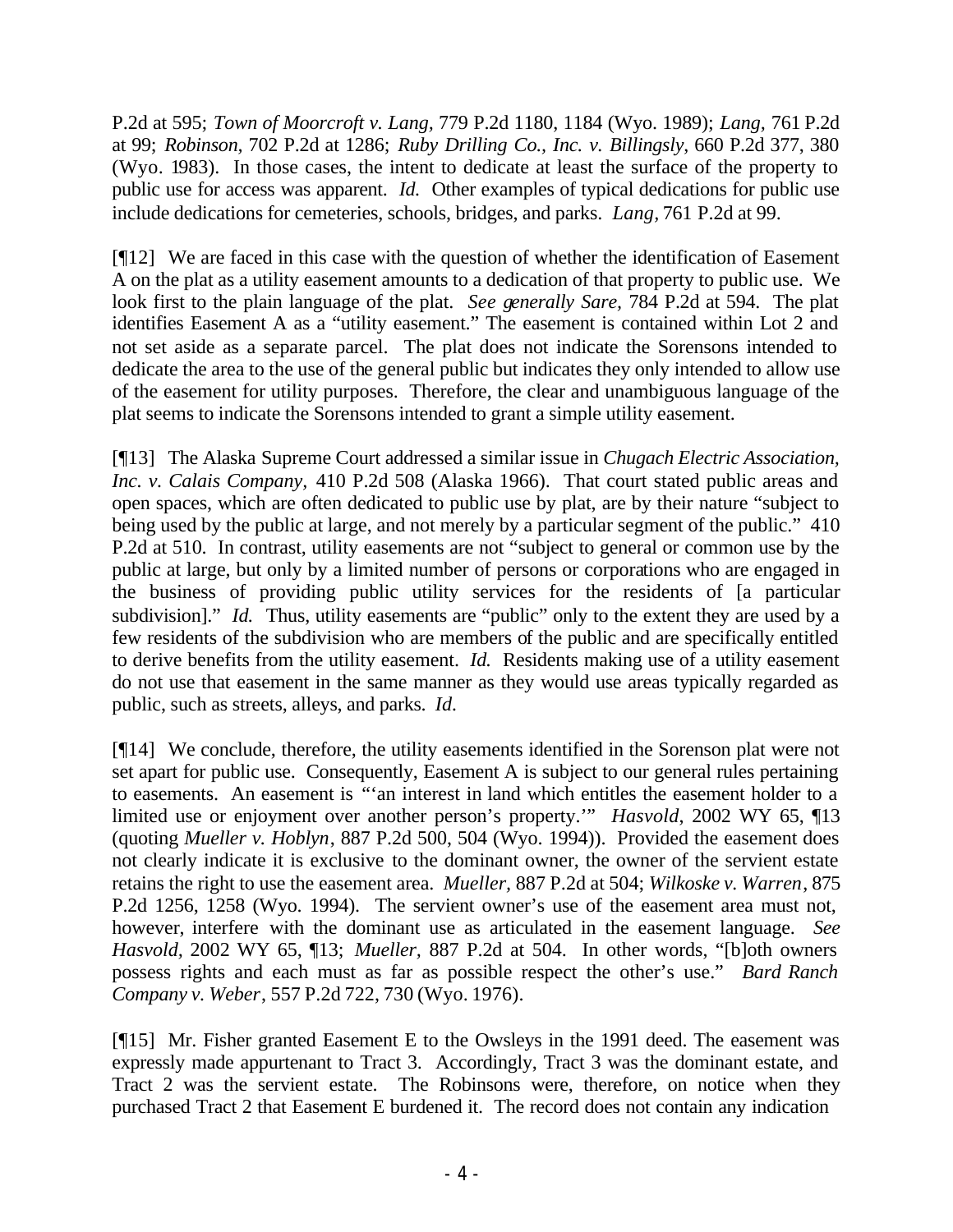P.2d at 595; *Town of Moorcroft v. Lang*, 779 P.2d 1180, 1184 (Wyo. 1989); *Lang*, 761 P.2d at 99; *Robinson*, 702 P.2d at 1286; *Ruby Drilling Co., Inc. v. Billingsly*, 660 P.2d 377, 380 (Wyo. 1983). In those cases, the intent to dedicate at least the surface of the property to public use for access was apparent. *Id.* Other examples of typical dedications for public use include dedications for cemeteries, schools, bridges, and parks. *Lang*, 761 P.2d at 99.

[¶12] We are faced in this case with the question of whether the identification of Easement A on the plat as a utility easement amounts to a dedication of that property to public use. We look first to the plain language of the plat. *See generally Sare*, 784 P.2d at 594. The plat identifies Easement A as a "utility easement." The easement is contained within Lot 2 and not set aside as a separate parcel. The plat does not indicate the Sorensons intended to dedicate the area to the use of the general public but indicates they only intended to allow use of the easement for utility purposes. Therefore, the clear and unambiguous language of the plat seems to indicate the Sorensons intended to grant a simple utility easement.

[¶13] The Alaska Supreme Court addressed a similar issue in *Chugach Electric Association, Inc. v. Calais Company*, 410 P.2d 508 (Alaska 1966). That court stated public areas and open spaces, which are often dedicated to public use by plat, are by their nature "subject to being used by the public at large, and not merely by a particular segment of the public." 410 P.2d at 510. In contrast, utility easements are not "subject to general or common use by the public at large, but only by a limited number of persons or corporations who are engaged in the business of providing public utility services for the residents of [a particular subdivision]." *Id.* Thus, utility easements are "public" only to the extent they are used by a few residents of the subdivision who are members of the public and are specifically entitled to derive benefits from the utility easement. *Id.* Residents making use of a utility easement do not use that easement in the same manner as they would use areas typically regarded as public, such as streets, alleys, and parks. *Id*.

[¶14] We conclude, therefore, the utility easements identified in the Sorenson plat were not set apart for public use. Consequently, Easement A is subject to our general rules pertaining to easements. An easement is "'an interest in land which entitles the easement holder to a limited use or enjoyment over another person's property.'" *Hasvold*, 2002 WY 65, ¶13 (quoting *Mueller v. Hoblyn*, 887 P.2d 500, 504 (Wyo. 1994)). Provided the easement does not clearly indicate it is exclusive to the dominant owner, the owner of the servient estate retains the right to use the easement area. *Mueller*, 887 P.2d at 504; *Wilkoske v. Warren*, 875 P.2d 1256, 1258 (Wyo. 1994). The servient owner's use of the easement area must not, however, interfere with the dominant use as articulated in the easement language. *See Hasvold*, 2002 WY 65, ¶13; *Mueller*, 887 P.2d at 504. In other words, "[b]oth owners possess rights and each must as far as possible respect the other's use." *Bard Ranch Company v. Weber*, 557 P.2d 722, 730 (Wyo. 1976).

[¶15] Mr. Fisher granted Easement E to the Owsleys in the 1991 deed. The easement was expressly made appurtenant to Tract 3. Accordingly, Tract 3 was the dominant estate, and Tract 2 was the servient estate. The Robinsons were, therefore, on notice when they purchased Tract 2 that Easement E burdened it. The record does not contain any indication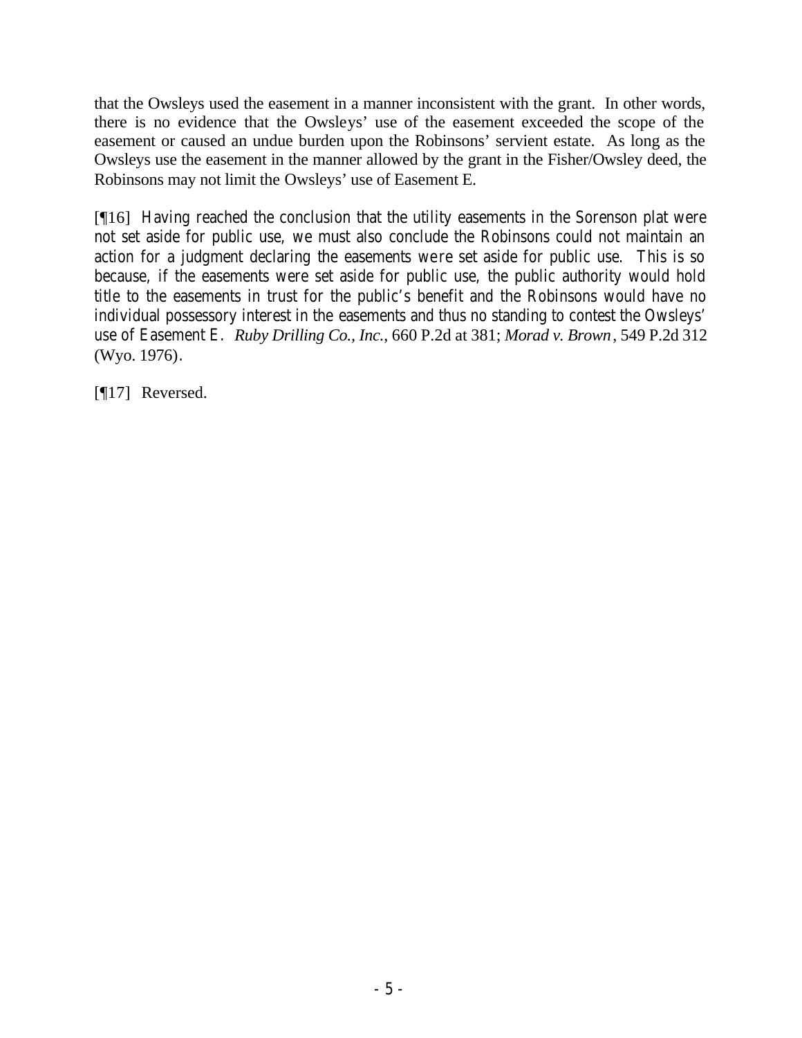that the Owsleys used the easement in a manner inconsistent with the grant. In other words, there is no evidence that the Owsleys' use of the easement exceeded the scope of the easement or caused an undue burden upon the Robinsons' servient estate. As long as the Owsleys use the easement in the manner allowed by the grant in the Fisher/Owsley deed, the Robinsons may not limit the Owsleys' use of Easement E.

[¶16] Having reached the conclusion that the utility easements in the Sorenson plat were not set aside for public use, we must also conclude the Robinsons could not maintain an action for a judgment declaring the easements were set aside for public use. This is so because, if the easements were set aside for public use, the public authority would hold title to the easements in trust for the public's benefit and the Robinsons would have no individual possessory interest in the easements and thus no standing to contest the Owsleys' use of Easement E. *Ruby Drilling Co., Inc.*, 660 P.2d at 381; *Morad v. Brown*, 549 P.2d 312 (Wyo. 1976).

[¶17] Reversed.